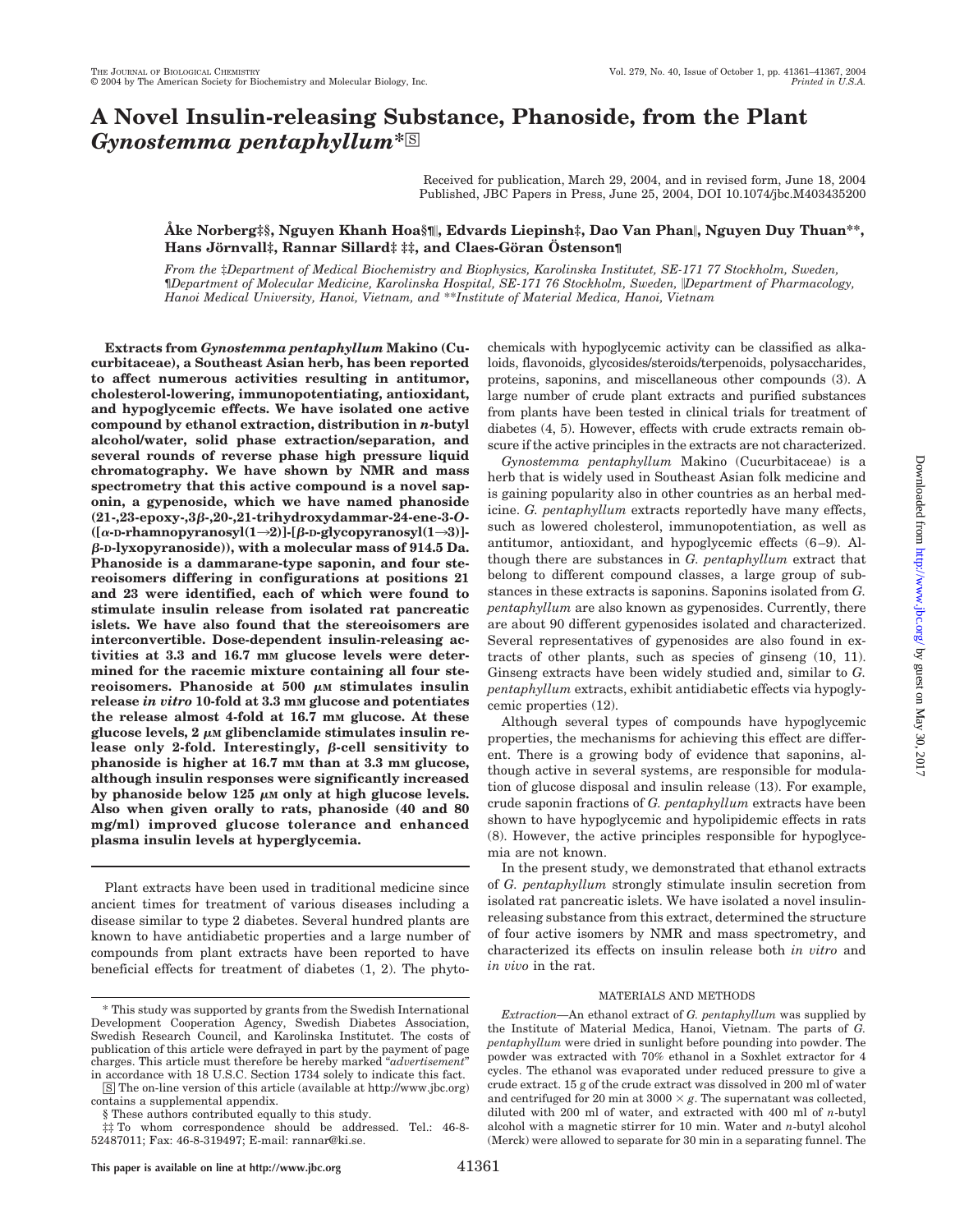# A Novel Insulin-releasing Substance, Phanoside, from the Plant *Gynostemma pentaphyllum**

Received for publication, March 29, 2004, and in revised form, June 18, 2004
Published, JBC Papers in Press, June 25, 2004, DOI 10.1074/jbc.M403435200

**Åke Norberg‡§, Nguyen Khanh Hoa§¶‖, Edvards Liepinsh‡, Dao Van Phan‖, Nguyen Duy Thuan\*\*, Hans Jörnvall‡, Rannar Sillard‡ ‡‡, and Claes-Göran Östenson¶**

*From the ‡Department of Medical Biochemistry and Biophysics, Karolinska Institutet, SE-171 77 Stockholm, Sweden, ¶Department of Molecular Medicine, Karolinska Hospital, SE-171 76 Stockholm, Sweden, ‖Department of Pharmacology, Hanoi Medical University, Hanoi, Vietnam, and \*\*Institute of Material Medica, Hanoi, Vietnam*

**Extracts from *Gynostemma pentaphyllum* Makino (Cucurbitaceae), a Southeast Asian herb, has been reported to affect numerous activities resulting in antitumor, cholesterol-lowering, immunopotentiating, antioxidant, and hypoglycemic effects. We have isolated one active compound by ethanol extraction, distribution in *n*-butyl alcohol/water, solid phase extraction/separation, and several rounds of reverse phase high pressure liquid chromatography. We have shown by NMR and mass spectrometry that this active compound is a novel saponin, a gypenoside, which we have named phanoside (21-,23-epoxy-,3β-,20-,21-trihydroxydammar-24-ene-3-*O*-([α-D-rhamnopyranosyl(1→2)]-[β-D-glycopyranosyl(1→3)]-β-D-lyxopyranoside)), with a molecular mass of 914.5 Da. Phanoside is a dammarane-type saponin, and four stereoisomers differing in configurations at positions 21 and 23 were identified, each of which were found to stimulate insulin release from isolated rat pancreatic islets. We have also found that the stereoisomers are interconvertible. Dose-dependent insulin-releasing activities at 3.3 and 16.7 mM glucose levels were determined for the racemic mixture containing all four stereoisomers. Phanoside at 500 μM stimulates insulin release *in vitro* 10-fold at 3.3 mM glucose and potentiates the release almost 4-fold at 16.7 mM glucose. At these glucose levels, 2 μM glibenclamide stimulates insulin release only 2-fold. Interestingly, β-cell sensitivity to phanoside is higher at 16.7 mM than at 3.3 mM glucose, although insulin responses were significantly increased by phanoside below 125 μM only at high glucose levels. Also when given orally to rats, phanoside (40 and 80 mg/ml) improved glucose tolerance and enhanced plasma insulin levels at hyperglycemia.**

Plant extracts have been used in traditional medicine since ancient times for treatment of various diseases including a disease similar to type 2 diabetes. Several hundred plants are known to have antidiabetic properties and a large number of compounds from plant extracts have been reported to have beneficial effects for treatment of diabetes (1, 2). The phytochemicals with hypoglycemic activity can be classified as alkaloids, flavonoids, glycosides/steroids/terpenoids, polysaccharides, proteins, saponins, and miscellaneous other compounds (3). A large number of crude plant extracts and purified substances from plants have been tested in clinical trials for treatment of diabetes (4, 5). However, effects with crude extracts remain obscure if the active principles in the extracts are not characterized.

*Gynostemma pentaphyllum* Makino (Cucurbitaceae) is a herb that is widely used in Southeast Asian folk medicine and is gaining popularity also in other countries as an herbal medicine. *G. pentaphyllum* extracts reportedly have many effects, such as lowered cholesterol, immunopotentiation, as well as antitumor, antioxidant, and hypoglycemic effects (6–9). Although there are substances in *G. pentaphyllum* extract that belong to different compound classes, a large group of substances in these extracts is saponins. Saponins isolated from *G. pentaphyllum* are also known as gypenosides. Currently, there are about 90 different gypenosides isolated and characterized. Several representatives of gypenosides are also found in extracts of other plants, such as species of ginseng (10, 11). Ginseng extracts have been widely studied and, similar to *G. pentaphyllum* extracts, exhibit antidiabetic effects via hypoglycemic properties (12).

Although several types of compounds have hypoglycemic properties, the mechanisms for achieving this effect are different. There is a growing body of evidence that saponins, although active in several systems, are responsible for modulation of glucose disposal and insulin release (13). For example, crude saponin fractions of *G. pentaphyllum* extracts have been shown to have hypoglycemic and hypolipidemic effects in rats (8). However, the active principles responsible for hypoglycemia are not known.

In the present study, we demonstrated that ethanol extracts of *G. pentaphyllum* strongly stimulate insulin secretion from isolated rat pancreatic islets. We have isolated a novel insulin-releasing substance from this extract, determined the structure of four active isomers by NMR and mass spectrometry, and characterized its effects on insulin release both *in vitro* and *in vivo* in the rat.

## MATERIALS AND METHODS

*Extraction*—An ethanol extract of *G. pentaphyllum* was supplied by the Institute of Material Medica, Hanoi, Vietnam. The parts of *G. pentaphyllum* were dried in sunlight before pounding into powder. The powder was extracted with 70% ethanol in a Soxhlet extractor for 4 cycles. The ethanol was evaporated under reduced pressure to give a crude extract. 15 g of the crude extract was dissolved in 200 ml of water and centrifuged for 20 min at 3000 × *g*. The supernatant was collected, diluted with 200 ml of water, and extracted with 400 ml of *n*-butyl alcohol with a magnetic stirrer for 10 min. Water and *n*-butyl alcohol (Merck) were allowed to separate for 30 min in a separating funnel. The

\* This study was supported by grants from the Swedish International Development Cooperation Agency, Swedish Diabetes Association, Swedish Research Council, and Karolinska Institutet. The costs of publication of this article were defrayed in part by the payment of page charges. This article must therefore be hereby marked "*advertisement*" in accordance with 18 U.S.C. Section 1734 solely to indicate this fact.

The on-line version of this article (available at http://www.jbc.org) contains a supplemental appendix.

§ These authors contributed equally to this study.

‡‡ To whom correspondence should be addressed. Tel.: 46-8-52487011; Fax: 46-8-319497; E-mail: rannar@ki.se.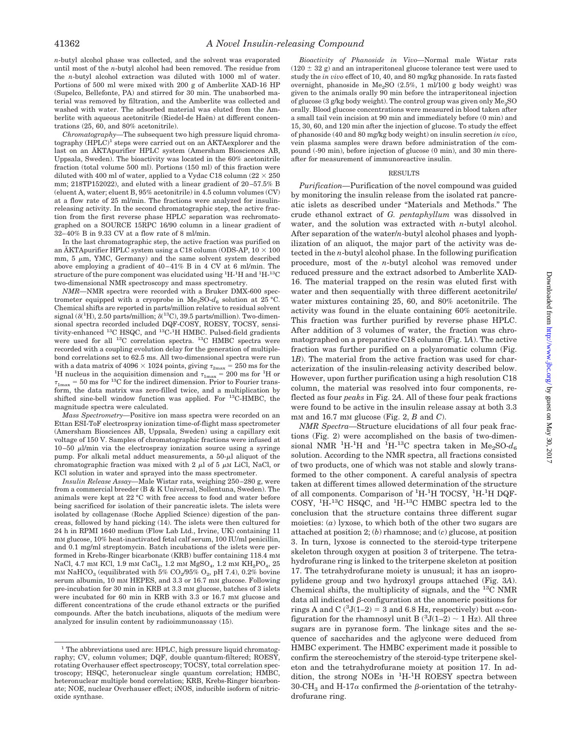*n*-butyl alcohol phase was collected, and the solvent was evaporated until most of the *n*-butyl alcohol had been removed. The residue from the *n*-butyl alcohol extraction was diluted with 1000 ml of water. Portions of 500 ml were mixed with 200 g of Amberlite XAD-16 HP (Supelco, Bellefonte, PA) and stirred for 30 min. The unabsorbed material was removed by filtration, and the Amberlite was collected and washed with water. The adsorbed material was eluted from the Amberlite with aqueous acetonitrile (Riedel-de Haën) at different concentrations (25, 60, and 80% acetonitrile).

*Chromatography*—The subsequent two high pressure liquid chromatography (HPLC)[1] steps were carried out on an ÄKTAexplorer and the last on an ÄKTApurifier HPLC system (Amersham Biosciences AB, Uppsala, Sweden). The bioactivity was located in the 60% acetonitrile fraction (total volume 500 ml). Portions (150 ml) of this fraction were diluted with 400 ml of water, applied to a Vydac C18 column (22 × 250 mm; 218TP152022), and eluted with a linear gradient of 20–57.5% B (eluent A, water; eluent B, 95% acetonitrile) in 4.5 column volumes (CV) at a flow rate of 25 ml/min. The fractions were analyzed for insulin-releasing activity. In the second chromatographic step, the active fraction from the first reverse phase HPLC separation was rechromatographed on a SOURCE 15RPC 16/90 column in a linear gradient of 32–40% B in 9.33 CV at a flow rate of 8 ml/min.

In the last chromatographic step, the active fraction was purified on an ÄKTApurifier HPLC system using a C18 column (ODS-AP, 10 × 100 mm, 5 μm, YMC, Germany) and the same solvent system described above employing a gradient of 40–41% B in 4 CV at 6 ml/min. The structure of the pure component was elucidated using $^1$H-$^1$H and $^1$H-$^{13}$C two-dimensional NMR spectroscopy and mass spectrometry.

*NMR*—NMR spectra were recorded with a Bruker DMX-600 spectrometer equipped with a cryoprobe in Me$_2$SO-$d_6$ solution at 25 °C. Chemical shifts are reported in parts/million relative to residual solvent signal ($\delta$($^1$H), 2.50 parts/million; $\delta$($^{13}$C), 39.5 parts/million). Two-dimensional spectra recorded included DQF-COSY, ROESY, TOCSY, sensitivity-enhanced $^{13}$C HSQC, and $^{13}$C-$^1$H HMBC. Pulsed-field gradients were used for all $^{13}$C correlation spectra. $^{13}$C HMBC spectra were recorded with a coupling evolution delay for the generation of multiple-bond correlations set to 62.5 ms. All two-dimensional spectra were run with a data matrix of 4096 × 1024 points, giving $\tau_{2max}$ = 250 ms for the $^1$H nucleus in the acquisition dimension and $\tau_{1max}$ = 200 ms for $^1$H or $\tau_{1max}$ = 50 ms for $^{13}$C for the indirect dimension. Prior to Fourier transform, the data matrix was zero-filled twice, and a multiplication by shifted sine-bell window function was applied. For $^{13}$C-HMBC, the magnitude spectra were calculated.

*Mass Spectrometry*—Positive ion mass spectra were recorded on an Ettan ESI-ToF electrospray ionization time-of-flight mass spectrometer (Amersham Biosciences AB, Uppsala, Sweden) using a capillary exit voltage of 150 V. Samples of chromatographic fractions were infused at 10–50 μl/min via the electrospray ionization source using a syringe pump. For alkali metal adduct measurements, a 50-μl aliquot of the chromatographic fraction was mixed with 2 μl of 5 μM LiCl, NaCl, or KCl solution in water and sprayed into the mass spectrometer.

*Insulin Release Assay*—Male Wistar rats, weighing 250–280 g, were from a commercial breeder (B & K Universal, Sollentuna, Sweden). The animals were kept at 22 °C with free access to food and water before being sacrificed for isolation of their pancreatic islets. The islets were isolated by collagenase (Roche Applied Science) digestion of the pancreas, followed by hand picking (14). The islets were then cultured for 24 h in RPMI 1640 medium (Flow Lab Ltd., Irvine, UK) containing 11 mM glucose, 10% heat-inactivated fetal calf serum, 100 IU/ml penicillin, and 0.1 mg/ml streptomycin. Batch incubations of the islets were performed in Krebs-Ringer bicarbonate (KRB) buffer containing 118.4 mM NaCl, 4.7 mM KCl, 1.9 mM $CaCl_2$, 1.2 mM $MgSO_4$, 1.2 mM $KH_2PO_4$, 25 mM $NaHCO_3$ (equilibrated with 5% $CO_2$/95% $O_2$, pH 7.4), 0.2% bovine serum albumin, 10 mM HEPES, and 3.3 or 16.7 mM glucose. Following pre-incubation for 30 min in KRB at 3.3 mM glucose, batches of 3 islets were incubated for 60 min in KRB with 3.3 or 16.7 mM glucose and different concentrations of the crude ethanol extracts or the purified compounds. After the batch incubations, aliquots of the medium were analyzed for insulin content by radioimmunoassay (15).

*Bioactivity of Phanoside in Vivo*—Normal male Wistar rats (120 ± 32 g) and an intraperitoneal glucose tolerance test were used to study the *in vivo* effect of 10, 40, and 80 mg/kg phanoside. In rats fasted overnight, phanoside in Me$_2$SO (2.5%, 1 ml/100 g body weight) was given to the animals orally 90 min before the intraperitoneal injection of glucose (3 g/kg body weight). The control group was given only Me$_2$SO orally. Blood glucose concentrations were measured in blood taken after a small tail vein incision at 90 min and immediately before (0 min) and 15, 30, 60, and 120 min after the injection of glucose. To study the effect of phanoside (40 and 80 mg/kg body weight) on insulin secretion *in vivo*, venin plasma samples were drawn before administration of the compound (-90 min), before injection of glucose (0 min), and 30 min thereafter for measurement of immunoreactive insulin.

## RESULTS

*Purification*—Purification of the novel compound was guided by monitoring the insulin release from the isolated rat pancreatic islets as described under "Materials and Methods." The crude ethanol extract of *G. pentaphyllum* was dissolved in water, and the solution was extracted with *n*-butyl alcohol. After separation of the water/*n*-butyl alcohol phases and lyophilization of an aliquot, the major part of the activity was detected in the *n*-butyl alcohol phase. In the following purification procedure, most of the *n*-butyl alcohol was removed under reduced pressure and the extract adsorbed to Amberlite XAD-16. The material trapped on the resin was eluted first with water and then sequentially with three different acetonitrile/water mixtures containing 25, 60, and 80% acetonitrile. The activity was found in the eluate containing 60% acetonitrile. This fraction was further purified by reverse phase HPLC. After addition of 3 volumes of water, the fraction was chromatographed on a preparative C18 column (Fig. 1*A*). The active fraction was further purified on a polyaromatic column (Fig. 1*B*). The material from the active fraction was used for characterization of the insulin-releasing activity described below. However, upon further purification using a high resolution C18 column, the material was resolved into four components, reflected as four *peaks* in Fig. 2*A*. All of these four peak fractions were found to be active in the insulin release assay at both 3.3 mM and 16.7 mM glucose (Fig. 2, *B* and *C*).

*NMR Spectra*—Structure elucidations of all four peak fractions (Fig. 2) were accomplished on the basis of two-dimensional NMR $^1$H-$^1$H and $^1$H-$^{13}$C spectra taken in Me$_2$SO-$d_6$ solution. According to the NMR spectra, all fractions consisted of two products, one of which was not stable and slowly transformed to the other component. A careful analysis of spectra taken at different times allowed determination of the structure of all components. Comparison of $^1$H-$^1$H TOCSY, $^1$H-$^1$H DQF-COSY, $^1$H-$^{13}$C HSQC, and $^1$H-$^{13}$C HMBC spectra led to the conclusion that the structure contains three different sugar moieties: (*a*) lyxose, to which both of the other two sugars are attached at position 2; (*b*) rhamnose; and (*c*) glucose, at position 3. In turn, lyxose is connected to the steroid-type triterpene skeleton through oxygen at position 3 of triterpene. The tetrahydrofurane ring is linked to the triterpene skeleton at position 17. The tetrahydrofurane moiety is unusual; it has an isopropylidene group and two hydroxyl groups attached (Fig. 3*A*). Chemical shifts, the multiplicity of signals, and the $^{13}$C NMR data all indicated $\beta$-configuration at the anomeric positions for rings A and C ($^3J$(1–2) = 3 and 6.8 Hz, respectively) but $\alpha$-configuration for the rhamnosyl unit B ($^3J$(1–2) ~ 1 Hz). All three sugars are in pyranose form. The linkage sites and the sequence of saccharides and the aglycone were deduced from HMBC experiment. The HMBC experiment made it possible to confirm the stereochemistry of the steroid-type triterpene skeleton and the tetrahydrofurane moiety at position 17. In addition, the strong NOEs in $^1$H-$^1$H ROESY spectra between 30-CH$_3$ and H-17$\alpha$ confirmed the $\beta$-orientation of the tetrahydrofurane ring.

[1] The abbreviations used are: HPLC, high pressure liquid chromatography; CV, column volumes; DQF, double quantum-filtered; ROESY, rotating Overhauser effect spectroscopy; TOCSY, total correlation spectroscopy; HSQC, heteronuclear single quantum correlation; HMBC, heteronuclear multiple bond correlation; KRB, Krebs-Ringer bicarbonate; NOE, nuclear Overhauser effect; iNOS, inducible isoform of nitric-oxide synthase.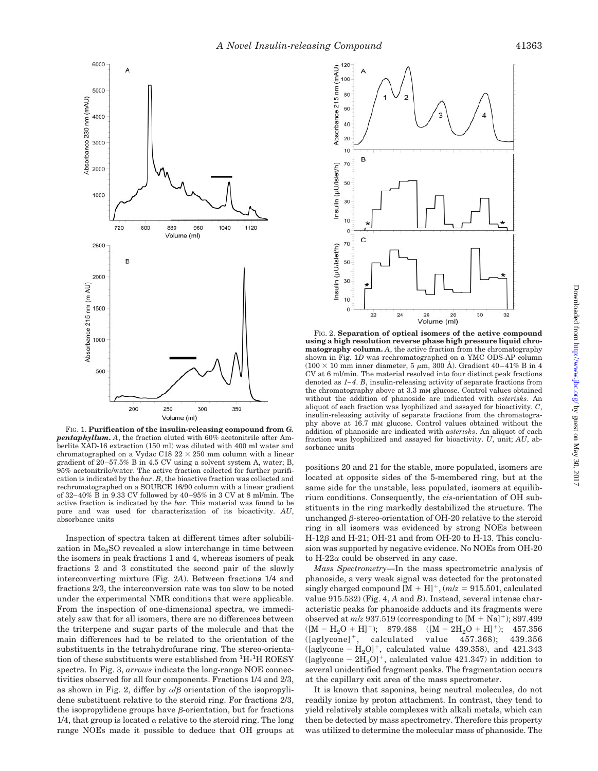FIG. 1. **Purification of the insulin-releasing compound from *G. pentaphyllum*.** *A*, the fraction eluted with 60% acetonitrile after Amberlite XAD-16 extraction (150 ml) was diluted with 400 ml water and chromatographed on a Vydac C18 22 × 250 mm column with a linear gradient of 20–57.5% B in 4.5 CV using a solvent system A, water; B, 95% acetonitrile/water. The active fraction collected for further purification is indicated by the *bar*. *B*, the bioactive fraction was collected and rechromatographed on a SOURCE 16/90 column with a linear gradient of 32–40% B in 9.33 CV followed by 40–95% in 3 CV at 8 ml/min. The active fraction is indicated by the *bar*. This material was found to be pure and was used for characterization of its bioactivity. *AU*, absorbance units

FIG. 2. **Separation of optical isomers of the active compound using a high resolution reverse phase high pressure liquid chromatography column.** *A*, the active fraction from the chromatography shown in Fig. 1*D* was rechromatographed on a YMC ODS-AP column (100 × 10 mm inner diameter, 5 μm, 300 Å). Gradient 40–41% B in 4 CV at 6 ml/min. The material resolved into four distinct peak fractions denoted as *1–4*. *B*, insulin-releasing activity of separate fractions from the chromatography above at 3.3 mM glucose. Control values obtained without the addition of phanoside are indicated with *asterisks*. An aliquot of each fraction was lyophilized and assayed for bioactivity. *C*, insulin-releasing activity of separate fractions from the chromatography above at 16.7 mM glucose. Control values obtained without the addition of phanoside are indicated with *asterisks*. An aliquot of each fraction was lyophilized and assayed for bioactivity. *U*, unit; *AU*, absorbance units

Inspection of spectra taken at different times after solubilization in $Me_2SO$ revealed a slow interchange in time between the isomers in peak fractions 1 and 4, whereas isomers of peak fractions 2 and 3 constituted the second pair of the slowly interconverting mixture (Fig. 2*A*). Between fractions 1/4 and fractions 2/3, the interconversion rate was too slow to be noted under the experimental NMR conditions that were applicable. From the inspection of one-dimensional spectra, we immediately saw that for all isomers, there are no differences between the triterpene and sugar parts of the molecule and that the main differences had to be related to the orientation of the substituents in the tetrahydrofurane ring. The stereo-orientation of these substituents were established from $^1$H-$^1$H ROESY spectra. In Fig. 3, *arrows* indicate the long-range NOE connectivities observed for all four components. Fractions 1/4 and 2/3, as shown in Fig. 2, differ by α/β orientation of the isopropylidene substituent relative to the steroid ring. For fractions 2/3, the isopropylidene groups have β-orientation, but for fractions 1/4, that group is located α relative to the steroid ring. The long range NOEs made it possible to deduce that OH groups at positions 20 and 21 for the stable, more populated, isomers are located at opposite sides of the 5-membered ring, but at the same side for the unstable, less populated, isomers at equilibrium conditions. Consequently, the *cis*-orientation of OH substituents in the ring markedly destabilized the structure. The unchanged β-stereo-orientation of OH-20 relative to the steroid ring in all isomers was evidenced by strong NOEs between H-12β and H-21; OH-21 and from OH-20 to H-13. This conclusion was supported by negative evidence. No NOEs from OH-20 to H-22α could be observed in any case.

*Mass Spectrometry*—In the mass spectrometric analysis of phanoside, a very weak signal was detected for the protonated singly charged compound $[M + H]^+$, ($m/z$ = 915.501, calculated value 915.532) (Fig. 4, *A* and *B*). Instead, several intense characteristic peaks for phanoside adducts and its fragments were observed at $m/z$ 937.519 (corresponding to $[M + Na]^+$); 897.499 ($[M - H_2O + H]^+$); 879.488 ($[M - 2H_2O + H]^+$); 457.356 ($[\text{aglycone}]^+$, calculated value 457.368); 439.356 ($[\text{aglycone} - H_2O]^+$, calculated value 439.358), and 421.343 ($[\text{aglycone} - 2H_2O]^+$, calculated value 421.347) in addition to several unidentified fragment peaks. The fragmentation occurs at the capillary exit area of the mass spectrometer.

It is known that saponins, being neutral molecules, do not readily ionize by proton attachment. In contrast, they tend to yield relatively stable complexes with alkali metals, which can then be detected by mass spectrometry. Therefore this property was utilized to determine the molecular mass of phanoside. The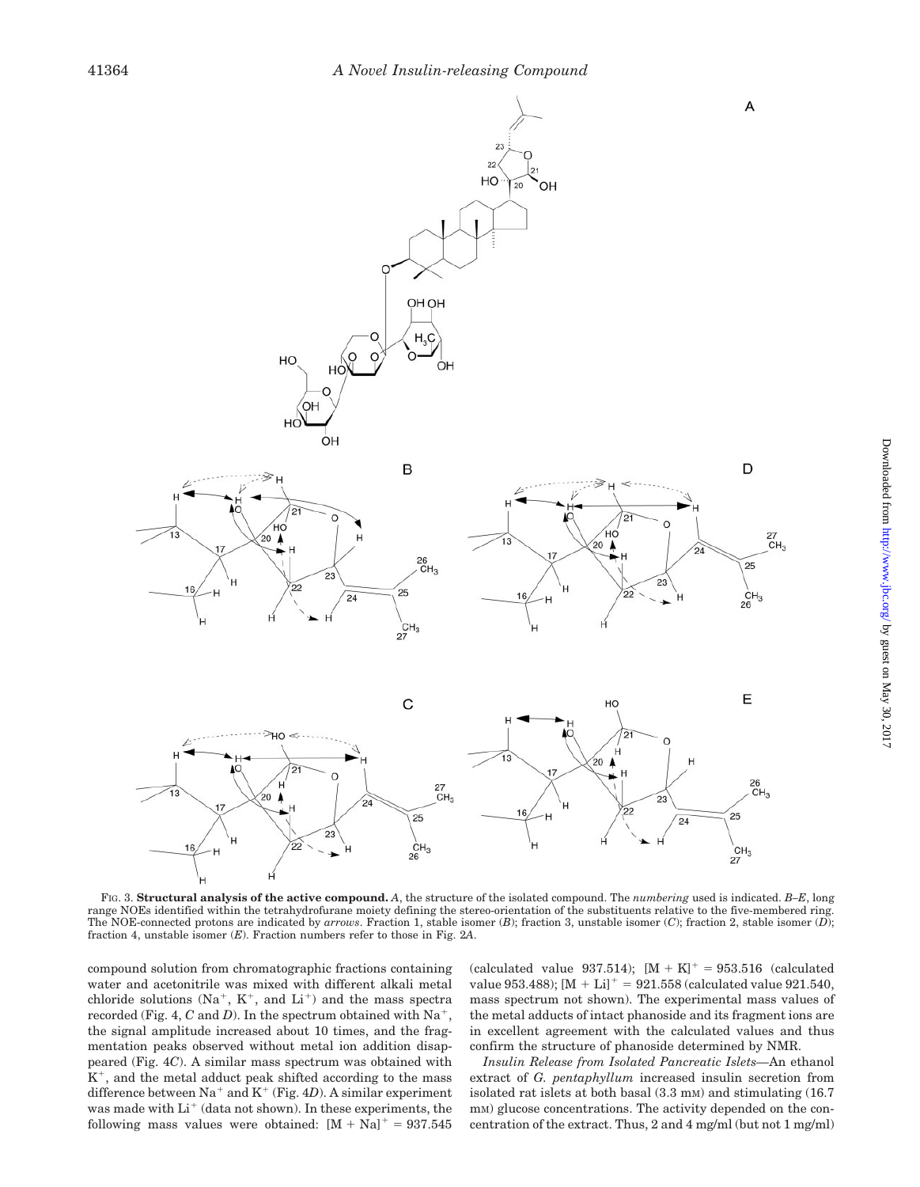FIG. 3. **Structural analysis of the active compound.** *A*, the structure of the isolated compound. The *numbering* used is indicated. *B–E*, long range NOEs identified within the tetrahydrofurane moiety defining the stereo-orientation of the substituents relative to the five-membered ring. The NOE-connected protons are indicated by *arrows*. Fraction 1, stable isomer (*B*); fraction 3, unstable isomer (*C*); fraction 2, stable isomer (*D*); fraction 4, unstable isomer (*E*). Fraction numbers refer to those in Fig. 2*A*.

compound solution from chromatographic fractions containing water and acetonitrile was mixed with different alkali metal chloride solutions ($Na^+$, $K^+$, and $Li^+$) and the mass spectra recorded (Fig. 4, *C* and *D*). In the spectrum obtained with $Na^+$, the signal amplitude increased about 10 times, and the fragmentation peaks observed without metal ion addition disappeared (Fig. 4*C*). A similar mass spectrum was obtained with $K^+$, and the metal adduct peak shifted according to the mass difference between $Na^+$ and $K^+$ (Fig. 4*D*). A similar experiment was made with $Li^+$ (data not shown). In these experiments, the following mass values were obtained: $[M + Na]^+ = 937.545$ (calculated value 937.514); $[M + K]^+ = 953.516$ (calculated value 953.488); $[M + Li]^+ = 921.558$ (calculated value 921.540, mass spectrum not shown). The experimental mass values of the metal adducts of intact phanoside and its fragment ions are in excellent agreement with the calculated values and thus confirm the structure of phanoside determined by NMR.

*Insulin Release from Isolated Pancreatic Islets*—An ethanol extract of *G. pentaphyllum* increased insulin secretion from isolated rat islets at both basal (3.3 mM) and stimulating (16.7 mM) glucose concentrations. The activity depended on the concentration of the extract. Thus, 2 and 4 mg/ml (but not 1 mg/ml)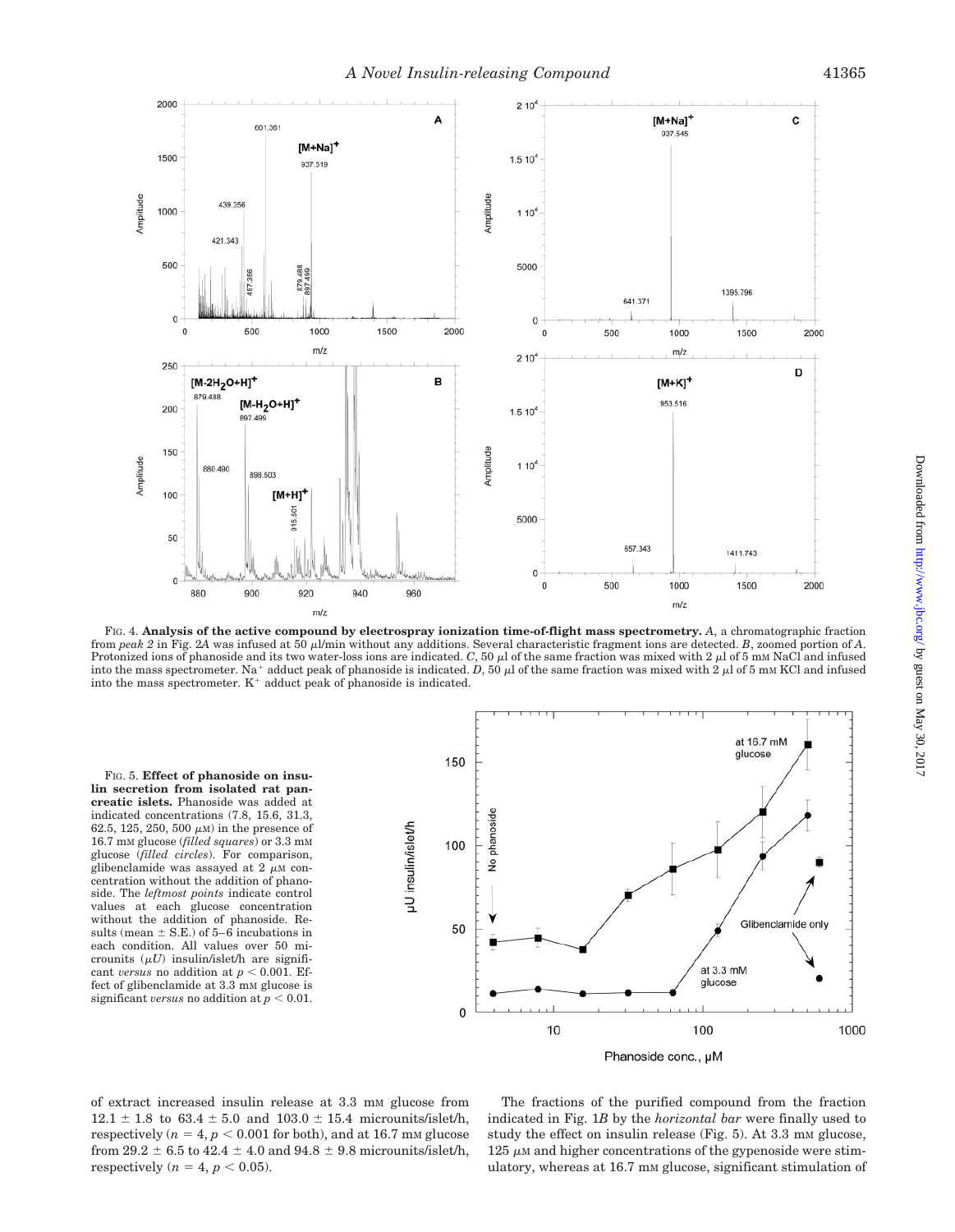FIG. 4. **Analysis of the active compound by electrospray ionization time-of-flight mass spectrometry.** *A*, a chromatographic fraction from *peak 2* in Fig. 2*A* was infused at 50 μl/min without any additions. Several characteristic fragment ions are detected. *B*, zoomed portion of *A*. Protonized ions of phanoside and its two water-loss ions are indicated. *C*, 50 μl of the same fraction was mixed with 2 μl of 5 mM NaCl and infused into the mass spectrometer. $Na^+$ adduct peak of phanoside is indicated. *D*, 50 μl of the same fraction was mixed with 2 μl of 5 mM KCl and infused into the mass spectrometer. $K^+$ adduct peak of phanoside is indicated.

FIG. 5. **Effect of phanoside on insulin secretion from isolated rat pancreatic islets.** Phanoside was added at indicated concentrations (7.8, 15.6, 31.3, 62.5, 125, 250, 500 μM) in the presence of 16.7 mM glucose (*filled squares*) or 3.3 mM glucose (*filled circles*). For comparison, glibenclamide was assayed at 2 μM concentration without the addition of phanoside. The *leftmost points* indicate control values at each glucose concentration without the addition of phanoside. Results (mean ± S.E.) of 5–6 incubations in each condition. All values over 50 microunits (μ*U*) insulin/islet/h are significant *versus* no addition at $p < 0.001$. Effect of glibenclamide at 3.3 mM glucose is significant *versus* no addition at $p < 0.01$.

of extract increased insulin release at 3.3 mM glucose from 12.1 ± 1.8 to 63.4 ± 5.0 and 103.0 ± 15.4 microunits/islet/h, respectively ($n = 4$, $p < 0.001$ for both), and at 16.7 mM glucose from 29.2 ± 6.5 to 42.4 ± 4.0 and 94.8 ± 9.8 microunits/islet/h, respectively ($n = 4$, $p < 0.05$).

The fractions of the purified compound from the fraction indicated in Fig. 1*B* by the *horizontal bar* were finally used to study the effect on insulin release (Fig. 5). At 3.3 mM glucose, 125 μM and higher concentrations of the gypenoside were stimulatory, whereas at 16.7 mM glucose, significant stimulation of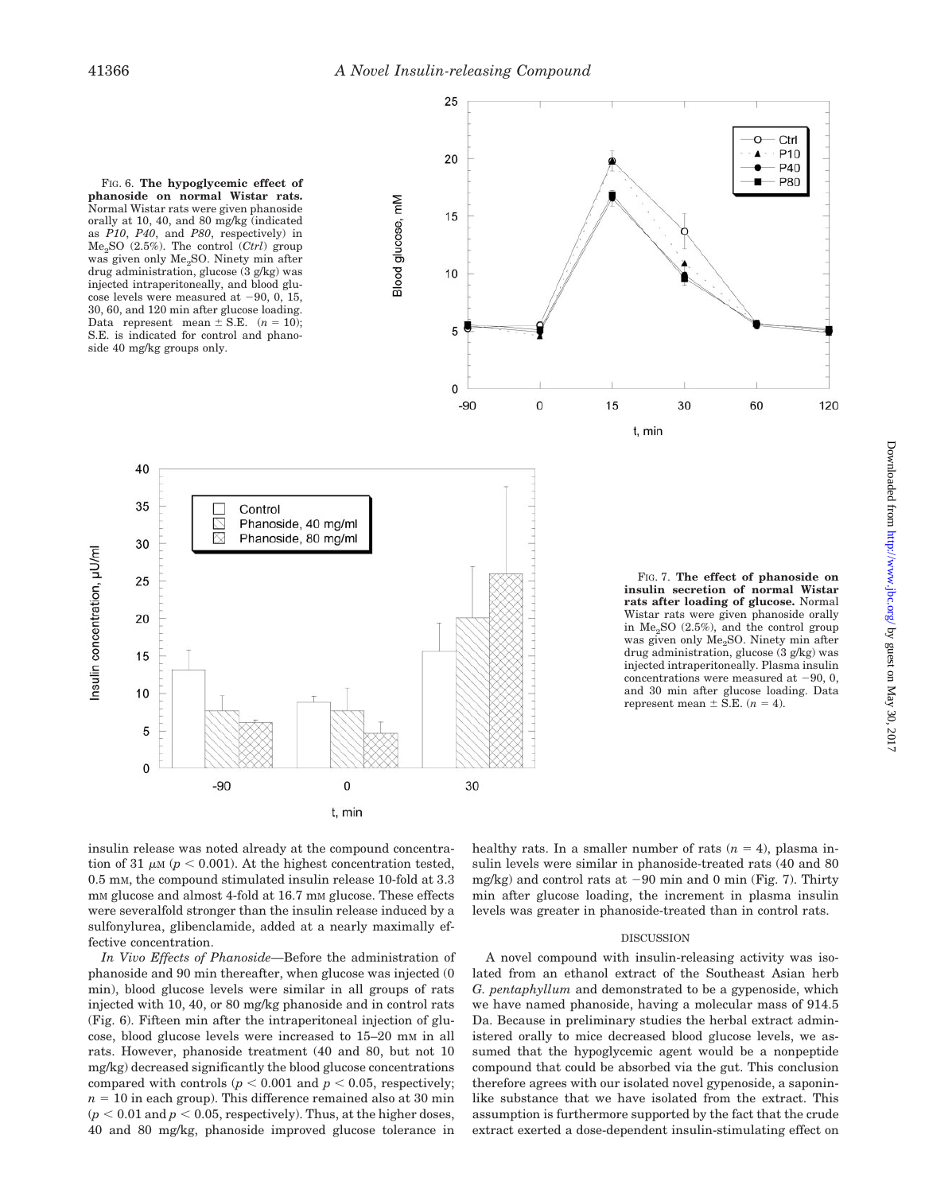FIG. 6. **The hypoglycemic effect of phanoside on normal Wistar rats.** Normal Wistar rats were given phanoside orally at 10, 40, and 80 mg/kg (indicated as *P10*, *P40*, and *P80*, respectively) in $Me_2SO$ (2.5%). The control (*Ctrl*) group was given only $Me_2SO$. Ninety min after drug administration, glucose (3 g/kg) was injected intraperitoneally, and blood glucose levels were measured at −90, 0, 15, 30, 60, and 120 min after glucose loading. Data represent mean ± S.E. ($n = 10$); S.E. is indicated for control and phanoside 40 mg/kg groups only.

FIG. 7. **The effect of phanoside on insulin secretion of normal Wistar rats after loading of glucose.** Normal Wistar rats were given phanoside orally in $Me_2SO$ (2.5%), and the control group was given only $Me_2SO$. Ninety min after drug administration, glucose (3 g/kg) was injected intraperitoneally. Plasma insulin concentrations were measured at −90, 0, and 30 min after glucose loading. Data represent mean ± S.E. ($n = 4$).

insulin release was noted already at the compound concentration of 31 μM ($p < 0.001$). At the highest concentration tested, 0.5 mM, the compound stimulated insulin release 10-fold at 3.3 mM glucose and almost 4-fold at 16.7 mM glucose. These effects were severalfold stronger than the insulin release induced by a sulfonylurea, glibenclamide, added at a nearly maximally effective concentration.

*In Vivo Effects of Phanoside*—Before the administration of phanoside and 90 min thereafter, when glucose was injected (0 min), blood glucose levels were similar in all groups of rats injected with 10, 40, or 80 mg/kg phanoside and in control rats (Fig. 6). Fifteen min after the intraperitoneal injection of glucose, blood glucose levels were increased to 15–20 mM in all rats. However, phanoside treatment (40 and 80, but not 10 mg/kg) decreased significantly the blood glucose concentrations compared with controls ($p < 0.001$ and $p < 0.05$, respectively; $n = 10$ in each group). This difference remained also at 30 min ($p < 0.01$ and $p < 0.05$, respectively). Thus, at the higher doses, 40 and 80 mg/kg, phanoside improved glucose tolerance in healthy rats. In a smaller number of rats ($n = 4$), plasma insulin levels were similar in phanoside-treated rats (40 and 80 mg/kg) and control rats at −90 min and 0 min (Fig. 7). Thirty min after glucose loading, the increment in plasma insulin levels was greater in phanoside-treated than in control rats.

## DISCUSSION

A novel compound with insulin-releasing activity was isolated from an ethanol extract of the Southeast Asian herb *G. pentaphyllum* and demonstrated to be a gypenoside, which we have named phanoside, having a molecular mass of 914.5 Da. Because in preliminary studies the herbal extract administered orally to mice decreased blood glucose levels, we assumed that the hypoglycemic agent would be a nonpeptide compound that could be absorbed via the gut. This conclusion therefore agrees with our isolated novel gypenoside, a saponin-like substance that we have isolated from the extract. This assumption is furthermore supported by the fact that the crude extract exerted a dose-dependent insulin-stimulating effect on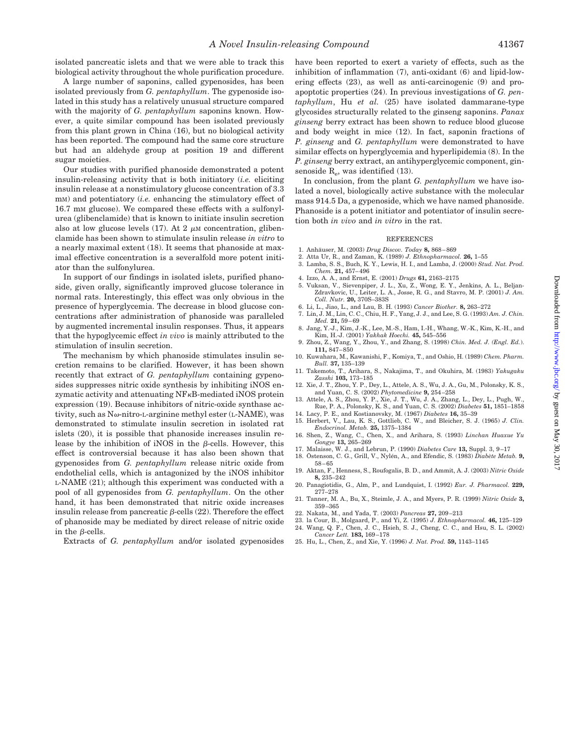isolated pancreatic islets and that we were able to track this biological activity throughout the whole purification procedure.

A large number of saponins, called gypenosides, has been isolated previously from *G. pentaphyllum*. The gypenoside isolated in this study has a relatively unusual structure compared with the majority of *G. pentaphyllum* saponins known. However, a quite similar compound has been isolated previously from this plant grown in China (16), but no biological activity has been reported. The compound had the same core structure but had an aldehyde group at position 19 and different sugar moieties.

Our studies with purified phanoside demonstrated a potent insulin-releasing activity that is both initiatory (*i.e.* eliciting insulin release at a nonstimulatory glucose concentration of 3.3 mM) and potentiatory (*i.e.* enhancing the stimulatory effect of 16.7 mM glucose). We compared these effects with a sulfonylurea (glibenclamide) that is known to initiate insulin secretion also at low glucose levels (17). At 2 $\mu$M concentration, glibenclamide has been shown to stimulate insulin release *in vitro* to a nearly maximal extent (18). It seems that phanoside at maximal effective concentration is a severalfold more potent initiator than the sulfonylurea.

In support of our findings in isolated islets, purified phanoside, given orally, significantly improved glucose tolerance in normal rats. Interestingly, this effect was only obvious in the presence of hyperglycemia. The decrease in blood glucose concentrations after administration of phanoside was paralleled by augmented incremental insulin responses. Thus, it appears that the hypoglycemic effect *in vivo* is mainly attributed to the stimulation of insulin secretion.

The mechanism by which phanoside stimulates insulin secretion remains to be clarified. However, it has been shown recently that extract of *G. pentaphyllum* containing gypenosides suppresses nitric oxide synthesis by inhibiting iNOS enzymatic activity and attenuating NF$\kappa$B-mediated iNOS protein expression (19). Because inhibitors of nitric-oxide synthase activity, such as N$\omega$-nitro-L-arginine methyl ester (L-NAME), was demonstrated to stimulate insulin secretion in isolated rat islets (20), it is possible that phanoside increases insulin release by the inhibition of iNOS in the $\beta$-cells. However, this effect is controversial because it has also been shown that gypenosides from *G. pentaphyllum* release nitric oxide from endothelial cells, which is antagonized by the iNOS inhibitor L-NAME (21); although this experiment was conducted with a pool of all gypenosides from *G. pentaphyllum*. On the other hand, it has been demonstrated that nitric oxide increases insulin release from pancreatic $\beta$-cells (22). Therefore the effect of phanoside may be mediated by direct release of nitric oxide in the $\beta$-cells.

Extracts of *G. pentaphyllum* and/or isolated gypenosides have been reported to exert a variety of effects, such as the inhibition of inflammation (7), anti-oxidant (6) and lipid-lowering effects (23), as well as anti-carcinogenic (9) and pro-apoptotic properties (24). In previous investigations of *G. pentaphyllum*, Hu *et al.* (25) have isolated dammarane-type glycosides structurally related to the ginseng saponins. *Panax ginseng* berry extract has been shown to reduce blood glucose and body weight in mice (12). In fact, saponin fractions of *P. ginseng* and *G. pentaphyllum* were demonstrated to have similar effects on hyperglycemia and hyperlipidemia (8). In the *P. ginseng* berry extract, an antihyperglycemic component, ginsenoside $R_e$, was identified (13).

In conclusion, from the plant *G. pentaphyllum* we have isolated a novel, biologically active substance with the molecular mass 914.5 Da, a gypenoside, which we have named phanoside. Phanoside is a potent initiator and potentiator of insulin secretion both *in vivo* and *in vitro* in the rat.

## REFERENCES

1. Anhäuser, M. (2003) *Drug Discov. Today* **8,** 868–869
2. Atta Ur, R., and Zaman, K. (1989) *J. Ethnopharmacol.* **26,** 1–55
3. Lamba, S. S., Buch, K. Y., Lewis, H. I., and Lamba, J. (2000) *Stud. Nat. Prod. Chem.* **21,** 457–496
4. Izzo, A. A., and Ernst, E. (2001) *Drugs* **61,** 2163–2175
5. Vuksan, V., Sievenpiper, J. L., Xu, Z., Wong, E. Y., Jenkins, A. L., Beljan-Zdravkovic, U., Leiter, L. A., Josse, R. G., and Stavro, M. P. (2001) *J. Am. Coll. Nutr.* **20,** 370S–383S
6. Li, L., Jiao, L., and Lau, B. H. (1993) *Cancer Biother.* **8,** 263–272
7. Lin, J. M., Lin, C. C., Chiu, H. F., Yang, J. J., and Lee, S. G. (1993) *Am. J. Chin. Med.* **21,** 59–69
8. Jang, Y.-J., Kim, J.-K., Lee, M.-S., Ham, I.-H., Whang, W.-K., Kim, K.-H., and Kim, H.-J. (2001) *Yakhak Hoechi.* **45,** 545–556
9. Zhou, Z., Wang, Y., Zhou, Y., and Zhang, S. (1998) *Chin. Med. J. (Engl. Ed.).* **111,** 847–850
10. Kuwahara, M., Kawanishi, F., Komiya, T., and Oshio, H. (1989) *Chem. Pharm. Bull.* **37,** 135–139
11. Takemoto, T., Arihara, S., Nakajima, T., and Okuhira, M. (1983) *Yakugaku Zasshi* **103,** 173–185
12. Xie, J. T., Zhou, Y. P., Dey, L., Attele, A. S., Wu, J. A., Gu, M., Polonsky, K. S., and Yuan, C. S. (2002) *Phytomedicine* **9,** 254–258
13. Attele, A. S., Zhou, Y. P., Xie, J. T., Wu, J. A., Zhang, L., Dey, L., Pugh, W., Rue, P. A., Polonsky, K. S., and Yuan, C. S. (2002) *Diabetes* **51,** 1851–1858
14. Lacy, P. E., and Kostianovsky, M. (1967) *Diabetes* **16,** 35–39
15. Herbert, V., Lau, K. S., Gottlieb, C. W., and Bleicher, S. J. (1965) *J. Clin. Endocrinol. Metab.* **25,** 1375–1384
16. Shen, Z., Wang, C., Chen, X., and Arihara, S. (1993) *Linchan Huaxue Yu Gongye* **13,** 265–269
17. Malaisse, W. J., and Lebrun, P. (1990) *Diabetes Care* **13,** Suppl. 3, 9–17
18. Östenson, C. G., Grill, V., Nylén, A., and Efendic, S. (1983) *Diabète Metab.* **9,** 58–65
19. Aktan, F., Henness, S., Roufogalis, B. D., and Ammit, A. J. (2003) *Nitric Oxide* **8,** 235–242
20. Panagiotidis, G., Alm, P., and Lundquist, I. (1992) *Eur. J. Pharmacol.* **229,** 277–278
21. Tanner, M. A., Bu, X., Steimle, J. A., and Myers, P. R. (1999) *Nitric Oxide* **3,** 359–365
22. Nakata, M., and Yada, T. (2003) *Pancreas* **27,** 209–213
23. la Cour, B., Molgaard, P., and Yi, Z. (1995) *J. Ethnopharmacol.* **46,** 125–129
24. Wang, Q. F., Chen, J. C., Hsieh, S. J., Cheng, C. C., and Hsu, S. L. (2002) *Cancer Lett.* **183,** 169–178
25. Hu, L., Chen, Z., and Xie, Y. (1996) *J. Nat. Prod.* **59,** 1143–1145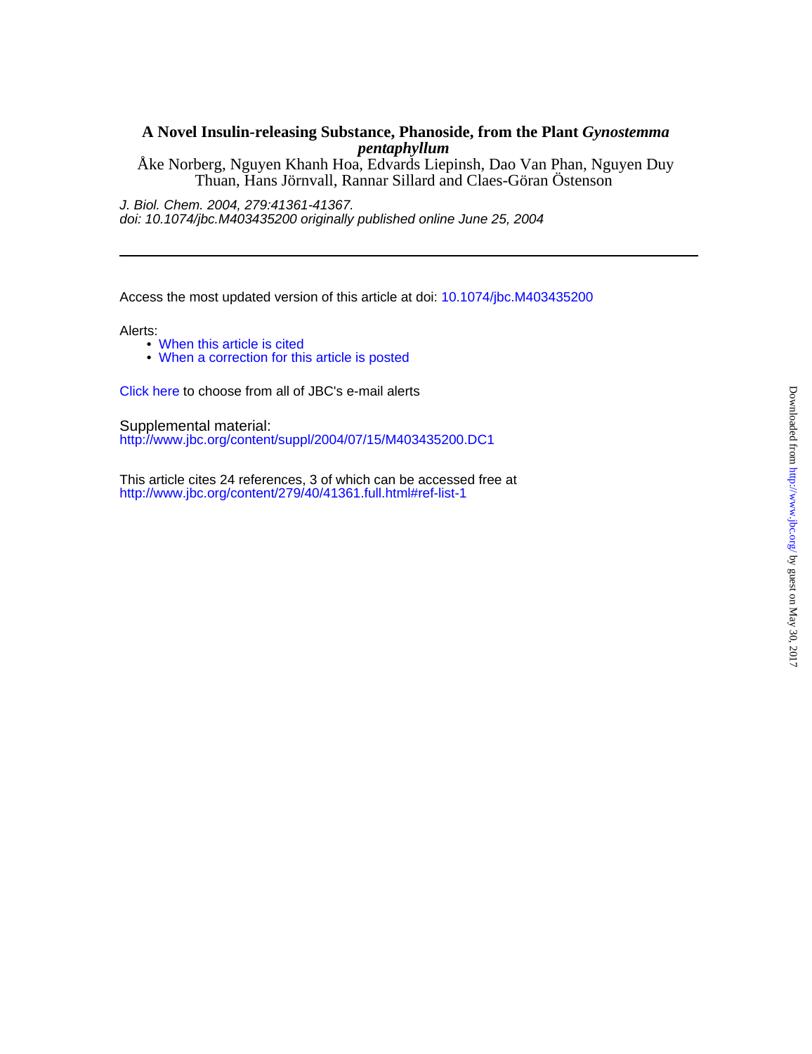# A Novel Insulin-releasing Substance, Phanoside, from the Plant *Gynostemma pentaphyllum*

Åke Norberg, Nguyen Khanh Hoa, Edvards Liepinsh, Dao Van Phan, Nguyen Duy Thuan, Hans Jörnvall, Rannar Sillard and Claes-Göran Östenson

*J. Biol. Chem. 2004, 279:41361-41367.*
*doi: 10.1074/jbc.M403435200 originally published online June 25, 2004*

---

Access the most updated version of this article at doi: 10.1074/jbc.M403435200

Alerts:

- When this article is cited
- When a correction for this article is posted

Click here to choose from all of JBC's e-mail alerts

Supplemental material:
http://www.jbc.org/content/suppl/2004/07/15/M403435200.DC1

This article cites 24 references, 3 of which can be accessed free at
http://www.jbc.org/content/279/40/41361.full.html#ref-list-1

Downloaded from http://www.jbc.org/ by guest on May 30, 2017